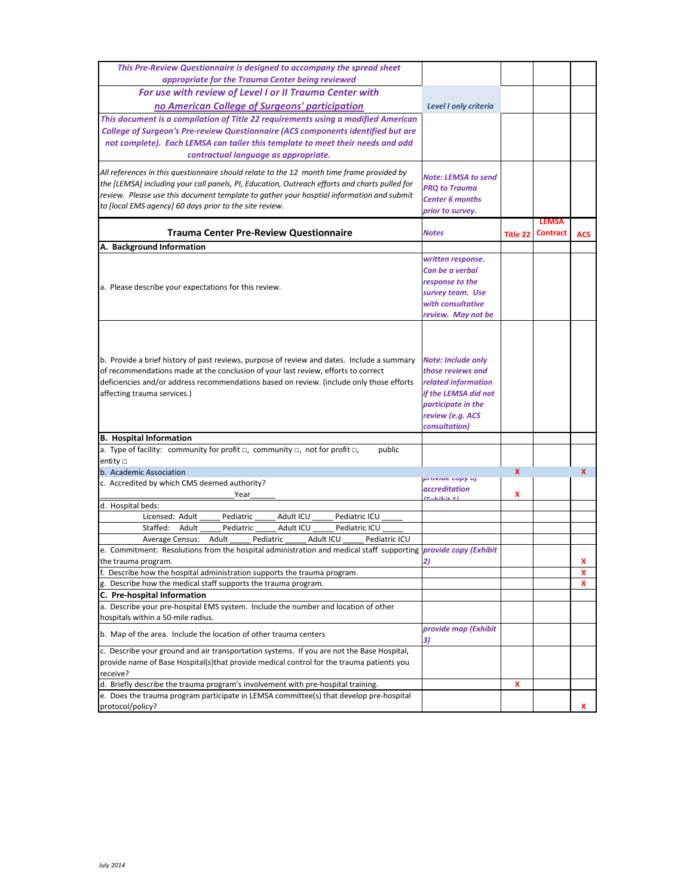| This Pre-Review Questionnaire is designed to accompany the spread sheet appropriate for the Trauma Center being reviewed | | | | |
|---|---|---|---|---|
| ***For use with review of Level I or II Trauma Center with <u>no American College of Surgeons' participation</u>*** | *Level I only criteria* | | | |
| *This document is a compilation of Title 22 requirements using a modified American College of Surgeon's Pre-review Questionnaire (ACS components identified but are not complete). Each LEMSA can tailer this template to meet their needs and add contractual language as appropriate.* | | | | |
| *All references in this questionnaire should relate to the 12 month time frame provided by the [LEMSA] including your call panels, PI, Education, Outreach efforts and charts pulled for review. Please use this document template to gather your hosptial information and submit to [local EMS agency] 60 days prior to the site review.* | *Note: LEMSA to send PRQ to Trauma Center 6 months prior to survey.* | | | |
| **Trauma Center Pre-Review Questionnaire** | *Notes* | **Title 22** | **LEMSA Contract** | **ACS** |
| **A. Background Information** | | | | |
| a. Please describe your expectations for this review. | *written response. Can be a verbal response to the survey team. Use with consultative review. May not be* | | | |
| b. Provide a brief history of past reviews, purpose of review and dates. Include a summary of recommendations made at the conclusion of your last review, efforts to correct deficiencies and/or address recommendations based on review. (include only those efforts affecting trauma services.) | *Note: Include only those reviews and related information if the LEMSA did not participate in the review (e.g. ACS consultation)* | | | |
| **B. Hospital Information** | | | | |
| a. Type of facility: community for profit □, community □, not for profit □, public entity □ | | | | |
| b. Academic Association | | X | | X |
| c. Accredited by which CMS deemed authority? ____________________ Year______ | *provide copy of accreditation (Exhibit 1)* | X | | |
| d. Hospital beds: | | | | |
| Licensed: Adult _____ Pediatric _____ Adult ICU _____ Pediatric ICU _____ | | | | |
| Staffed: Adult _____ Pediatric _____ Adult ICU _____ Pediatric ICU _____ | | | | |
| Average Census: Adult _____ Pediatric _____ Adult ICU _____ Pediatric ICU | | | | |
| e. Commitment: Resolutions from the hospital administration and medical staff supporting the trauma program. | *provide copy (Exhibit 2)* | | | X |
| f. Describe how the hospital administration supports the trauma program. | | | | X |
| g. Describe how the medical staff supports the trauma program. | | | | X |
| **C. Pre-hospital Information** | | | | |
| a. Describe your pre-hospital EMS system. Include the number and location of other hospitals within a 50-mile radius. | | | | |
| b. Map of the area. Include the location of other trauma centers | *provide map (Exhibit 3)* | | | |
| c. Describe your ground and air transportation systems. If you are not the Base Hospital, provide name of Base Hospital(s)that provide medical control for the trauma patients you receive? | | | | |
| d. Briefly describe the trauma program's involvement with pre-hospital training. | | X | | |
| e. Does the trauma program participate in LEMSA committee(s) that develop pre-hospital protocol/policy? | | | | X |

*July 2014*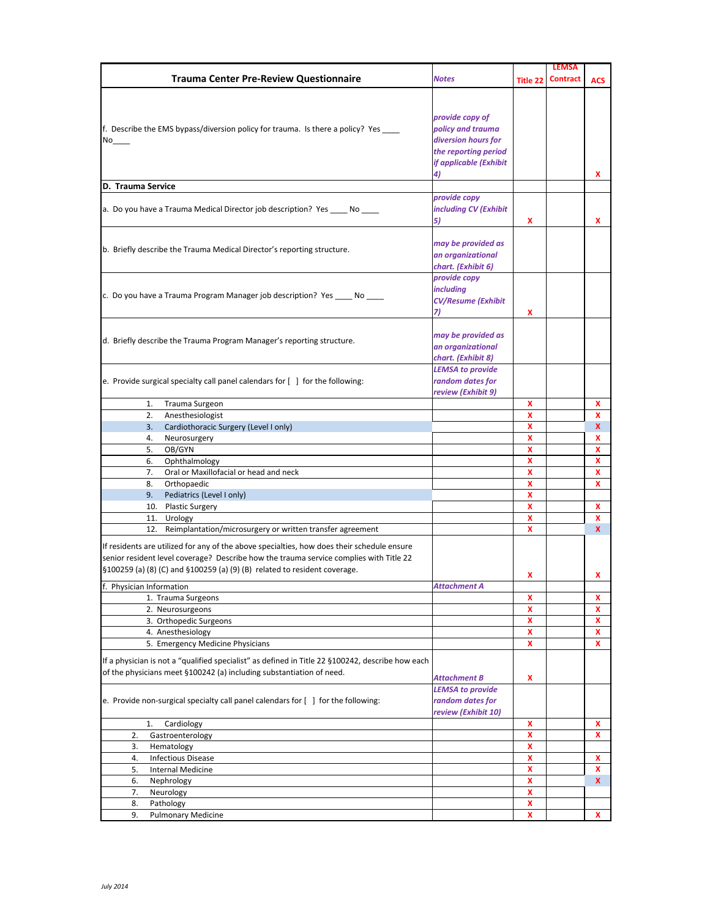| Trauma Center Pre-Review Questionnaire | Notes | Title 22 | LEMSA Contract | ACS |
|---|---|---|---|---|
| f. Describe the EMS bypass/diversion policy for trauma. Is there a policy? Yes ____ No____ | *provide copy of policy and trauma diversion hours for the reporting period if applicable (Exhibit 4)* | | | X |
| **D. Trauma Service** | | | | |
| a. Do you have a Trauma Medical Director job description? Yes ____ No ____ | *provide copy including CV (Exhibit 5)* | X | | X |
| b. Briefly describe the Trauma Medical Director's reporting structure. | *may be provided as an organizational chart. (Exhibit 6)* | | | |
| c. Do you have a Trauma Program Manager job description? Yes ____ No ____ | *provide copy including CV/Resume (Exhibit 7)* | X | | |
| d. Briefly describe the Trauma Program Manager's reporting structure. | *may be provided as an organizational chart. (Exhibit 8)* | | | |
| e. Provide surgical specialty call panel calendars for [ ] for the following: | *LEMSA to provide random dates for review (Exhibit 9)* | | | |
| 1. Trauma Surgeon | | X | | X |
| 2. Anesthesiologist | | X | | X |
| 3. Cardiothoracic Surgery (Level I only) | | X | | X |
| 4. Neurosurgery | | X | | X |
| 5. OB/GYN | | X | | X |
| 6. Ophthalmology | | X | | X |
| 7. Oral or Maxillofacial or head and neck | | X | | X |
| 8. Orthopaedic | | X | | X |
| 9. Pediatrics (Level I only) | | X | | |
| 10. Plastic Surgery | | X | | X |
| 11. Urology | | X | | X |
| 12. Reimplantation/microsurgery or written transfer agreement | | X | | X |
| If residents are utilized for any of the above specialties, how does their schedule ensure senior resident level coverage? Describe how the trauma service complies with Title 22 §100259 (a) (8) (C) and §100259 (a) (9) (B) related to resident coverage. | | X | | X |
| f. Physician Information | *Attachment A* | | | |
| 1. Trauma Surgeons | | X | | X |
| 2. Neurosurgeons | | X | | X |
| 3. Orthopedic Surgeons | | X | | X |
| 4. Anesthesiology | | X | | X |
| 5. Emergency Medicine Physicians | | X | | X |
| If a physician is not a "qualified specialist" as defined in Title 22 §100242, describe how each of the physicians meet §100242 (a) including substantiation of need. | *Attachment B* | X | | |
| e. Provide non-surgical specialty call panel calendars for [ ] for the following: | *LEMSA to provide random dates for review (Exhibit 10)* | | | |
| 1. Cardiology | | X | | X |
| 2. Gastroenterology | | X | | X |
| 3. Hematology | | X | | |
| 4. Infectious Disease | | X | | X |
| 5. Internal Medicine | | X | | X |
| 6. Nephrology | | X | | X |
| 7. Neurology | | X | | |
| 8. Pathology | | X | | |
| 9. Pulmonary Medicine | | X | | X |

*July 2014*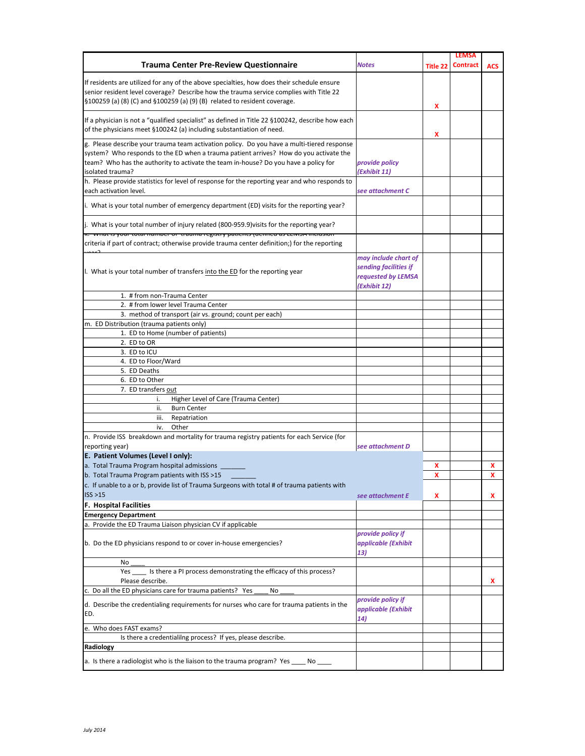| Trauma Center Pre-Review Questionnaire | Notes | Title 22 | LEMSA Contract | ACS |
|---|---|---|---|---|
| If residents are utilized for any of the above specialties, how does their schedule ensure senior resident level coverage? Describe how the trauma service complies with Title 22 §100259 (a) (8) (C) and §100259 (a) (9) (B) related to resident coverage. | | X | | |
| If a physician is not a "qualified specialist" as defined in Title 22 §100242, describe how each of the physicians meet §100242 (a) including substantiation of need. | | X | | |
| g. Please describe your trauma team activation policy. Do you have a multi-tiered response system? Who responds to the ED when a trauma patient arrives? How do you activate the team? Who has the authority to activate the team in-house? Do you have a policy for isolated trauma? | *provide policy (Exhibit 11)* | | | |
| h. Please provide statistics for level of response for the reporting year and who responds to each activation level. | *see attachment C* | | | |
| i. What is your total number of emergency department (ED) visits for the reporting year? | | | | |
| j. What is your total number of injury related (800-959.9)visits for the reporting year? | | | | |
| k. What is your total number of trauma registry patients (defined as LEMSA inclusion criteria if part of contract; otherwise provide trauma center definition;) for the reporting year? | | | | |
| l. What is your total number of transfers into the ED for the reporting year | *may include chart of sending facilities if requested by LEMSA (Exhibit 12)* | | | |
| 1. # from non-Trauma Center | | | | |
| 2. # from lower level Trauma Center | | | | |
| 3. method of transport (air vs. ground; count per each) | | | | |
| m. ED Distribution (trauma patients only) | | | | |
| 1. ED to Home (number of patients) | | | | |
| 2. ED to OR | | | | |
| 3. ED to ICU | | | | |
| 4. ED to Floor/Ward | | | | |
| 5. ED Deaths | | | | |
| 6. ED to Other | | | | |
| 7. ED transfers out | | | | |
| i. Higher Level of Care (Trauma Center) | | | | |
| ii. Burn Center | | | | |
| iii. Repatriation | | | | |
| iv. Other | | | | |
| n. Provide ISS breakdown and mortality for trauma registry patients for each Service (for reporting year) | *see attachment D* | | | |
| **E. Patient Volumes (Level I only):** | | | | |
| a. Total Trauma Program hospital admissions _______ | | X | | X |
| b. Total Trauma Program patients with ISS >15 _______ | | X | | X |
| c. If unable to a or b, provide list of Trauma Surgeons with total # of trauma patients with ISS >15 | *see attachment E* | X | | X |
| **F. Hospital Facilities** | | | | |
| **Emergency Department** | | | | |
| a. Provide the ED Trauma Liaison physician CV if applicable | | | | |
| b. Do the ED physicians respond to or cover in-house emergencies? | *provide policy if applicable (Exhibit 13)* | | | |
| No ____ | | | | |
| Yes ____ Is there a PI process demonstrating the efficacy of this process? Please describe. | | | | X |
| c. Do all the ED physicians care for trauma patients? Yes ____ No ____ | | | | |
| d. Describe the credentialing requirements for nurses who care for trauma patients in the ED. | *provide policy if applicable (Exhibit 14)* | | | |
| e. Who does FAST exams? | | | | |
| Is there a credentialilng process? If yes, please describe. | | | | |
| **Radiology** | | | | |
| a. Is there a radiologist who is the liaison to the trauma program? Yes ____ No ____ | | | | |

*July 2014*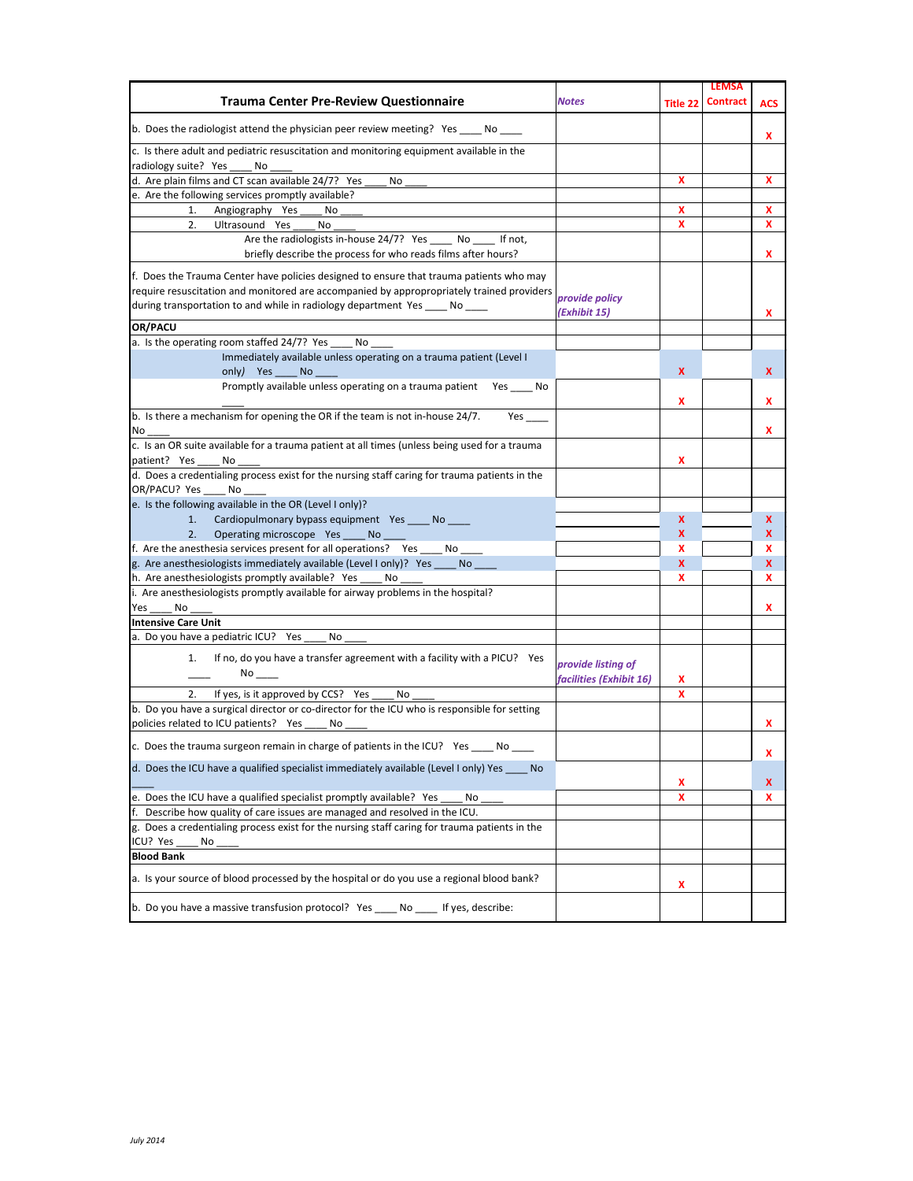| Trauma Center Pre-Review Questionnaire | Notes | Title 22 | LEMSA Contract | ACS |
|---|---|---|---|---|
| b. Does the radiologist attend the physician peer review meeting? Yes ____ No ____ | | | | X |
| c. Is there adult and pediatric resuscitation and monitoring equipment available in the radiology suite? Yes ____ No ____ | | | | |
| d. Are plain films and CT scan available 24/7? Yes ____ No ____ | | X | | X |
| e. Are the following services promptly available? | | | | |
| 1. Angiography Yes ____ No ____ | | X | | X |
| 2. Ultrasound Yes ____ No ____ | | X | | X |
| Are the radiologists in-house 24/7? Yes ____ No ____ If not, briefly describe the process for who reads films after hours? | | | | X |
| f. Does the Trauma Center have policies designed to ensure that trauma patients who may require resuscitation and monitored are accompanied by appropropriately trained providers during transportation to and while in radiology department Yes ____ No ____ | *provide policy (Exhibit 15)* | | | X |
| **OR/PACU** | | | | |
| a. Is the operating room staffed 24/7? Yes ____ No ____ | | | | |
| Immediately available unless operating on a trauma patient (Level I only) Yes ____ No ____ | | X | | X |
| Promptly available unless operating on a trauma patient Yes ____ No ____ | | X | | X |
| b. Is there a mechanism for opening the OR if the team is not in-house 24/7. Yes ____ No ____ | | | | X |
| c. Is an OR suite available for a trauma patient at all times (unless being used for a trauma patient? Yes ____ No ____ | | X | | |
| d. Does a credentialing process exist for the nursing staff caring for trauma patients in the OR/PACU? Yes ____ No ____ | | | | |
| e. Is the following available in the OR (Level I only)? | | | | |
| 1. Cardiopulmonary bypass equipment Yes ____ No ____ | | X | | X |
| 2. Operating microscope Yes ____ No ____ | | X | | X |
| f. Are the anesthesia services present for all operations? Yes ____ No ____ | | X | | X |
| g. Are anesthesiologists immediately available (Level I only)? Yes ____ No ____ | | X | | X |
| h. Are anesthesiologists promptly available? Yes ____ No ____ | | X | | X |
| i. Are anesthesiologists promptly available for airway problems in the hospital? Yes ____ No ____ | | | | X |
| **Intensive Care Unit** | | | | |
| a. Do you have a pediatric ICU? Yes ____ No ____ | | | | |
| 1. If no, do you have a transfer agreement with a facility with a PICU? Yes ____ No ____ | *provide listing of facilities (Exhibit 16)* | X | | |
| 2. If yes, is it approved by CCS? Yes ____ No ____ | | X | | |
| b. Do you have a surgical director or co-director for the ICU who is responsible for setting policies related to ICU patients? Yes ____ No ____ | | | | X |
| c. Does the trauma surgeon remain in charge of patients in the ICU? Yes ____ No ____ | | | | X |
| d. Does the ICU have a qualified specialist immediately available (Level I only) Yes ____ No ____ | | X | | X |
| e. Does the ICU have a qualified specialist promptly available? Yes ____ No ____ | | X | | X |
| f. Describe how quality of care issues are managed and resolved in the ICU. | | | | |
| g. Does a credentialing process exist for the nursing staff caring for trauma patients in the ICU? Yes ____ No ____ | | | | |
| **Blood Bank** | | | | |
| a. Is your source of blood processed by the hospital or do you use a regional blood bank? | | X | | |
| b. Do you have a massive transfusion protocol? Yes ____ No ____ If yes, describe: | | | | |

*July 2014*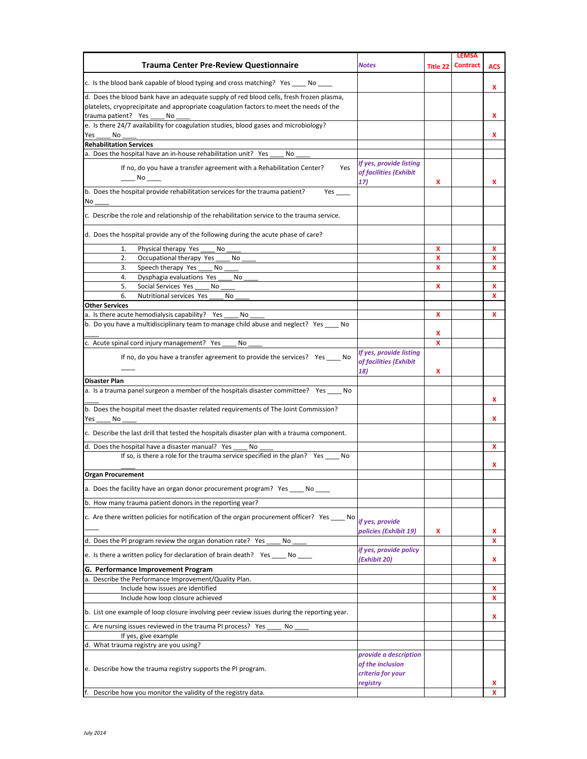| Trauma Center Pre-Review Questionnaire | Notes | Title 22 | LEMSA Contract | ACS |
|---|---|---|---|---|
| c. Is the blood bank capable of blood typing and cross matching? Yes ____ No ____ | | | | X |
| d. Does the blood bank have an adequate supply of red blood cells, fresh frozen plasma, platelets, cryoprecipitate and appropriate coagulation factors to meet the needs of the trauma patient? Yes ____ No ____ | | | | X |
| e. Is there 24/7 availability for coagulation studies, blood gases and microbiology? Yes ____ No ____ | | | | X |
| **Rehabilitation Services** | | | | |
| a. Does the hospital have an in-house rehabilitation unit? Yes ____ No ____ | | | | |
| If no, do you have a transfer agreement with a Rehabilitation Center? Yes ____ No ____ | *If yes, provide listing of facilities (Exhibit 17)* | X | | X |
| b. Does the hospital provide rehabilitation services for the trauma patient? Yes ____ No ____ | | | | |
| c. Describe the role and relationship of the rehabilitation service to the trauma service. | | | | |
| d. Does the hospital provide any of the following during the acute phase of care? | | | | |
| 1. Physical therapy Yes ____ No ____ | | X | | X |
| 2. Occupational therapy Yes ____ No ____ | | X | | X |
| 3. Speech therapy Yes ____ No ____ | | X | | X |
| 4. Dysphagia evaluations Yes ____ No ____ | | | | |
| 5. Social Services Yes ____ No ____ | | X | | X |
| 6. Nutritional services Yes ____ No ____ | | | | X |
| **Other Services** | | | | |
| a. Is there acute hemodialysis capability? Yes ____ No ____ | | X | | X |
| b. Do you have a multidisciplinary team to manage child abuse and neglect? Yes ____ No ____ | | X | | |
| c. Acute spinal cord injury management? Yes ____ No ____ | | X | | |
| If no, do you have a transfer agreement to provide the services? Yes ____ No ____ | *If yes, provide listing of facilities (Exhibit 18)* | X | | |
| **Disaster Plan** | | | | |
| a. Is a trauma panel surgeon a member of the hospitals disaster committee? Yes ____ No ____ | | | | X |
| b. Does the hospital meet the disaster related requirements of The Joint Commission? Yes ____ No ____ | | | | X |
| c. Describe the last drill that tested the hospitals disaster plan with a trauma component. | | | | |
| d. Does the hospital have a disaster manual? Yes ____ No ____ | | | | X |
| If so, is there a role for the trauma service specified in the plan? Yes ____ No ____ | | | | X |
| **Organ Procurement** | | | | |
| a. Does the facility have an organ donor procurement program? Yes ____ No ____ | | | | |
| b. How many trauma patient donors in the reporting year? | | | | |
| c. Are there written policies for notification of the organ procurement officer? Yes ____ No ____ | *if yes, provide policies (Exhibit 19)* | X | | X |
| d. Does the PI program review the organ donation rate? Yes ____ No ____ | | | | X |
| e. Is there a written policy for declaration of brain death? Yes ____ No ____ | *if yes, provide policy (Exhibit 20)* | | | X |
| **G. Performance Improvement Program** | | | | |
| a. Describe the Performance Improvement/Quality Plan. | | | | |
| Include how issues are identified | | | | X |
| Include how loop closure achieved | | | | X |
| b. List one example of loop closure involving peer review issues during the reporting year. | | | | X |
| c. Are nursing issues reviewed in the trauma PI process? Yes ____ No ____ | | | | |
| If yes, give example | | | | |
| d. What trauma registry are you using? | | | | |
| e. Describe how the trauma registry supports the PI program. | *provide a description of the inclusion criteria for your registry* | | | X |
| f. Describe how you monitor the validity of the registry data. | | | | X |

*July 2014*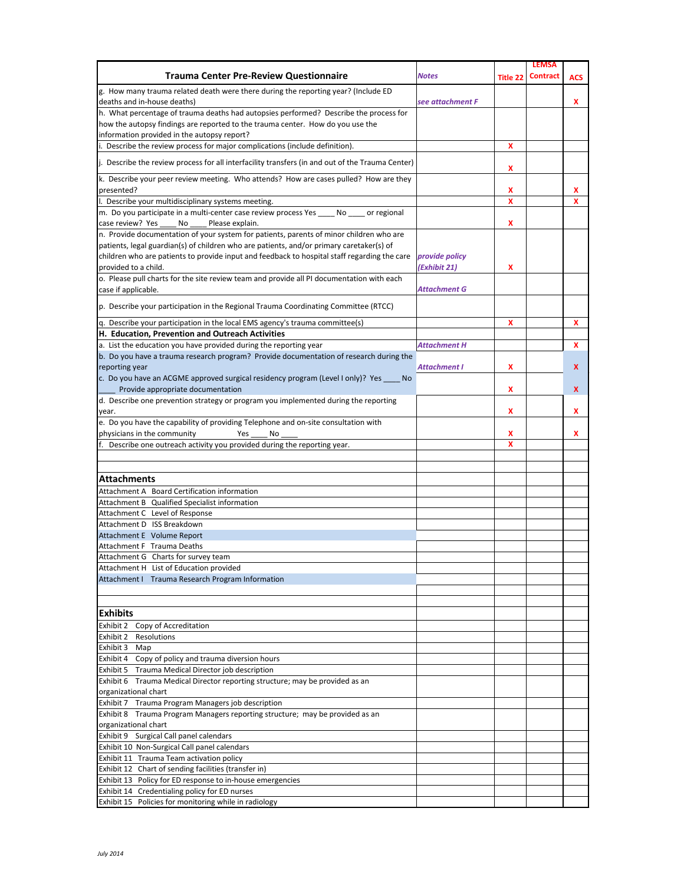| Trauma Center Pre-Review Questionnaire | *Notes* | Title 22 | LEMSA Contract | ACS |
|---|---|---|---|---|
| g. How many trauma related death were there during the reporting year? (Include ED deaths and in-house deaths) | *see attachment F* | | | X |
| h. What percentage of trauma deaths had autopsies performed? Describe the process for how the autopsy findings are reported to the trauma center. How do you use the information provided in the autopsy report? | | | | |
| i. Describe the review process for major complications (include definition). | | X | | |
| j. Describe the review process for all interfacility transfers (in and out of the Trauma Center) | | X | | |
| k. Describe your peer review meeting. Who attends? How are cases pulled? How are they presented? | | X | | X |
| l. Describe your multidisciplinary systems meeting. | | X | | X |
| m. Do you participate in a multi-center case review process Yes ____ No ____ or regional case review? Yes ____ No ____ Please explain. | | X | | |
| n. Provide documentation of your system for patients, parents of minor children who are patients, legal guardian(s) of children who are patients, and/or primary caretaker(s) of children who are patients to provide input and feedback to hospital staff regarding the care provided to a child. | *provide policy (Exhibit 21)* | X | | |
| o. Please pull charts for the site review team and provide all PI documentation with each case if applicable. | *Attachment G* | | | |
| p. Describe your participation in the Regional Trauma Coordinating Committee (RTCC) | | | | |
| q. Describe your participation in the local EMS agency's trauma committee(s) | | X | | X |
| **H. Education, Prevention and Outreach Activities** | | | | |
| a. List the education you have provided during the reporting year | *Attachment H* | | | X |
| b. Do you have a trauma research program? Provide documentation of research during the reporting year | *Attachment I* | X | | X |
| c. Do you have an ACGME approved surgical residency program (Level I only)? Yes ____ No ____ Provide appropriate documentation | | X | | X |
| d. Describe one prevention strategy or program you implemented during the reporting year. | | X | | X |
| e. Do you have the capability of providing Telephone and on-site consultation with physicians in the community Yes ____ No ____ | | X | | X |
| f. Describe one outreach activity you provided during the reporting year. | | X | | |
| | | | | |
| | | | | |
| **Attachments** | | | | |
| Attachment A Board Certification information | | | | |
| Attachment B Qualified Specialist information | | | | |
| Attachment C Level of Response | | | | |
| Attachment D ISS Breakdown | | | | |
| Attachment E Volume Report | | | | |
| Attachment F Trauma Deaths | | | | |
| Attachment G Charts for survey team | | | | |
| Attachment H List of Education provided | | | | |
| Attachment I Trauma Research Program Information | | | | |
| | | | | |
| | | | | |
| **Exhibits** | | | | |
| Exhibit 2 Copy of Accreditation | | | | |
| Exhibit 2 Resolutions | | | | |
| Exhibit 3 Map | | | | |
| Exhibit 4 Copy of policy and trauma diversion hours | | | | |
| Exhibit 5 Trauma Medical Director job description | | | | |
| Exhibit 6 Trauma Medical Director reporting structure; may be provided as an organizational chart | | | | |
| Exhibit 7 Trauma Program Managers job description | | | | |
| Exhibit 8 Trauma Program Managers reporting structure; may be provided as an organizational chart | | | | |
| Exhibit 9 Surgical Call panel calendars | | | | |
| Exhibit 10 Non-Surgical Call panel calendars | | | | |
| Exhibit 11 Trauma Team activation policy | | | | |
| Exhibit 12 Chart of sending facilities (transfer in) | | | | |
| Exhibit 13 Policy for ED response to in-house emergencies | | | | |
| Exhibit 14 Credentialing policy for ED nurses | | | | |
| Exhibit 15 Policies for monitoring while in radiology | | | | |

*July 2014*